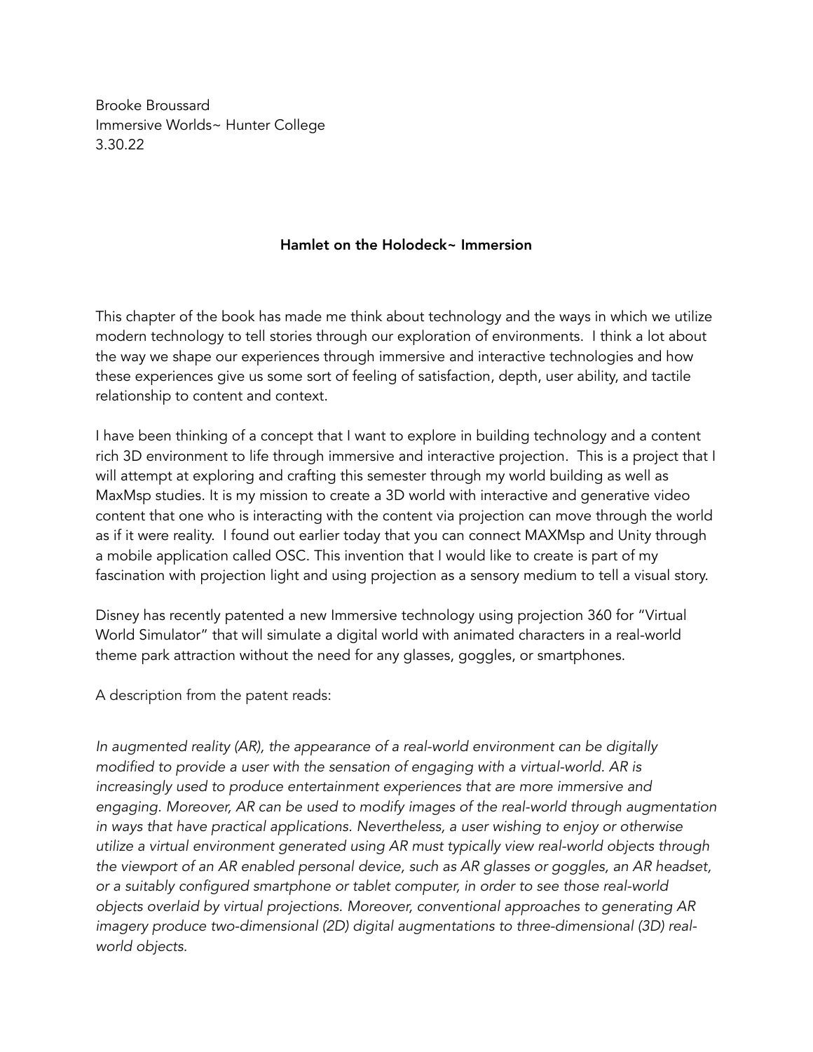Brooke Broussard
Immersive Worlds~ Hunter College
3.30.22

**Hamlet on the Holodeck~ Immersion**

This chapter of the book has made me think about technology and the ways in which we utilize modern technology to tell stories through our exploration of environments. I think a lot about the way we shape our experiences through immersive and interactive technologies and how these experiences give us some sort of feeling of satisfaction, depth, user ability, and tactile relationship to content and context.

I have been thinking of a concept that I want to explore in building technology and a content rich 3D environment to life through immersive and interactive projection. This is a project that I will attempt at exploring and crafting this semester through my world building as well as MaxMsp studies. It is my mission to create a 3D world with interactive and generative video content that one who is interacting with the content via projection can move through the world as if it were reality. I found out earlier today that you can connect MAXMsp and Unity through a mobile application called OSC. This invention that I would like to create is part of my fascination with projection light and using projection as a sensory medium to tell a visual story.

Disney has recently patented a new Immersive technology using projection 360 for "Virtual World Simulator" that will simulate a digital world with animated characters in a real-world theme park attraction without the need for any glasses, goggles, or smartphones.

A description from the patent reads:

*In augmented reality (AR), the appearance of a real-world environment can be digitally modified to provide a user with the sensation of engaging with a virtual-world. AR is increasingly used to produce entertainment experiences that are more immersive and engaging. Moreover, AR can be used to modify images of the real-world through augmentation in ways that have practical applications. Nevertheless, a user wishing to enjoy or otherwise utilize a virtual environment generated using AR must typically view real-world objects through the viewport of an AR enabled personal device, such as AR glasses or goggles, an AR headset, or a suitably configured smartphone or tablet computer, in order to see those real-world objects overlaid by virtual projections. Moreover, conventional approaches to generating AR imagery produce two-dimensional (2D) digital augmentations to three-dimensional (3D) real-world objects.*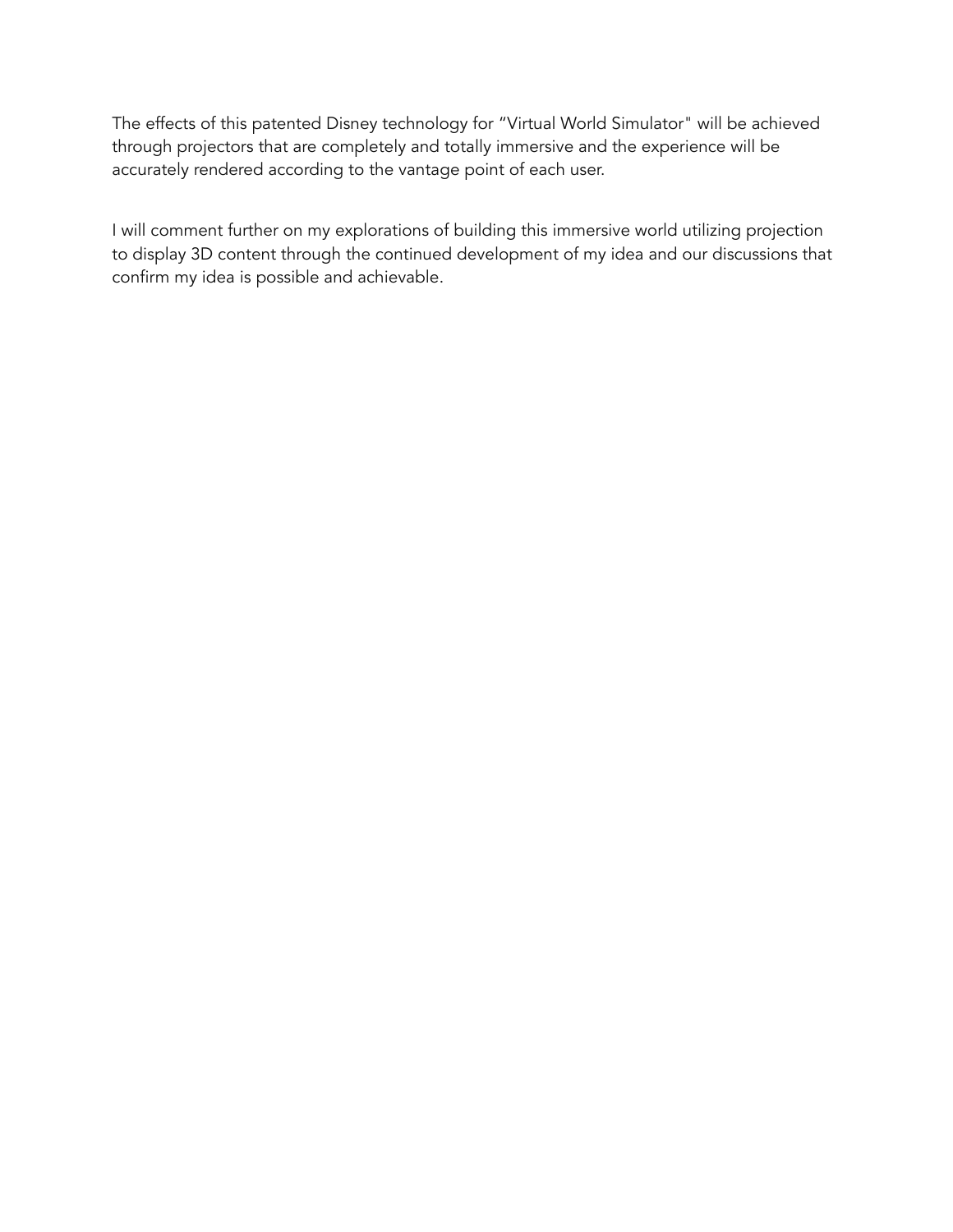The effects of this patented Disney technology for "Virtual World Simulator" will be achieved through projectors that are completely and totally immersive and the experience will be accurately rendered according to the vantage point of each user.

I will comment further on my explorations of building this immersive world utilizing projection to display 3D content through the continued development of my idea and our discussions that confirm my idea is possible and achievable.